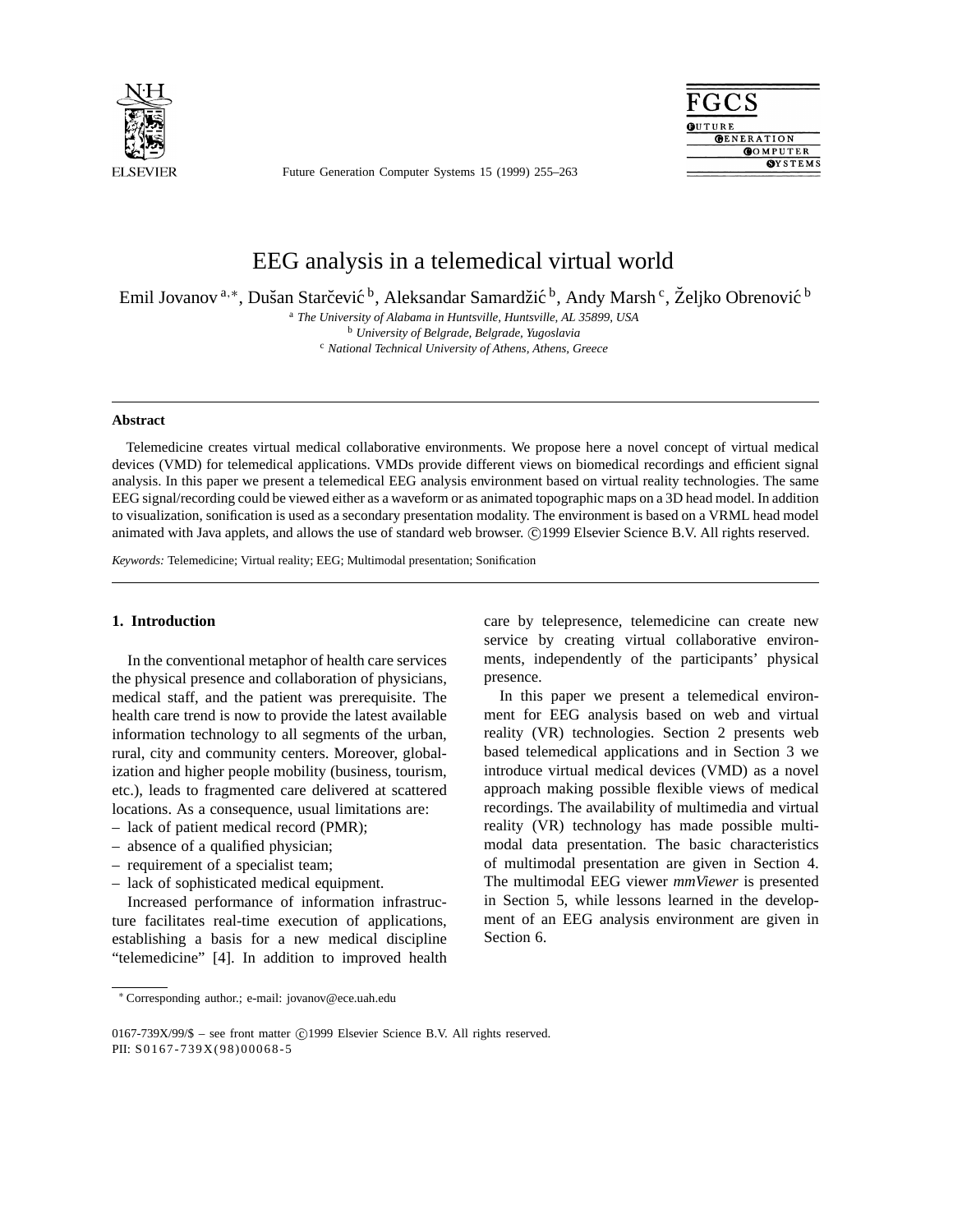# EEG analysis in a telemedical virtual world

Emil Jovanov [a,*], Dušan Starčević [b], Aleksandar Samardžić [b], Andy Marsh [c], Željko Obrenović [b]

[a] *The University of Alabama in Huntsville, Huntsville, AL 35899, USA*

[b] *University of Belgrade, Belgrade, Yugoslavia*

[c] *National Technical University of Athens, Athens, Greece*

---

**Abstract**

Telemedicine creates virtual medical collaborative environments. We propose here a novel concept of virtual medical devices (VMD) for telemedical applications. VMDs provide different views on biomedical recordings and efficient signal analysis. In this paper we present a telemedical EEG analysis environment based on virtual reality technologies. The same EEG signal/recording could be viewed either as a waveform or as animated topographic maps on a 3D head model. In addition to visualization, sonification is used as a secondary presentation modality. The environment is based on a VRML head model animated with Java applets, and allows the use of standard web browser. ©1999 Elsevier Science B.V. All rights reserved.

*Keywords:* Telemedicine; Virtual reality; EEG; Multimodal presentation; Sonification

---

## 1. Introduction

In the conventional metaphor of health care services the physical presence and collaboration of physicians, medical staff, and the patient was prerequisite. The health care trend is now to provide the latest available information technology to all segments of the urban, rural, city and community centers. Moreover, globalization and higher people mobility (business, tourism, etc.), leads to fragmented care delivered at scattered locations. As a consequence, usual limitations are:

– lack of patient medical record (PMR);
– absence of a qualified physician;
– requirement of a specialist team;
– lack of sophisticated medical equipment.

Increased performance of information infrastructure facilitates real-time execution of applications, establishing a basis for a new medical discipline "telemedicine" [4]. In addition to improved health care by telepresence, telemedicine can create new service by creating virtual collaborative environments, independently of the participants' physical presence.

In this paper we present a telemedical environment for EEG analysis based on web and virtual reality (VR) technologies. Section 2 presents web based telemedical applications and in Section 3 we introduce virtual medical devices (VMD) as a novel approach making possible flexible views of medical recordings. The availability of multimedia and virtual reality (VR) technology has made possible multimodal data presentation. The basic characteristics of multimodal presentation are given in Section 4. The multimodal EEG viewer *mmViewer* is presented in Section 5, while lessons learned in the development of an EEG analysis environment are given in Section 6.

---

* Corresponding author.; e-mail: jovanov@ece.uah.edu

0167-739X/99/$ – see front matter ©1999 Elsevier Science B.V. All rights reserved.
PII: S0167-739X(98)00068-5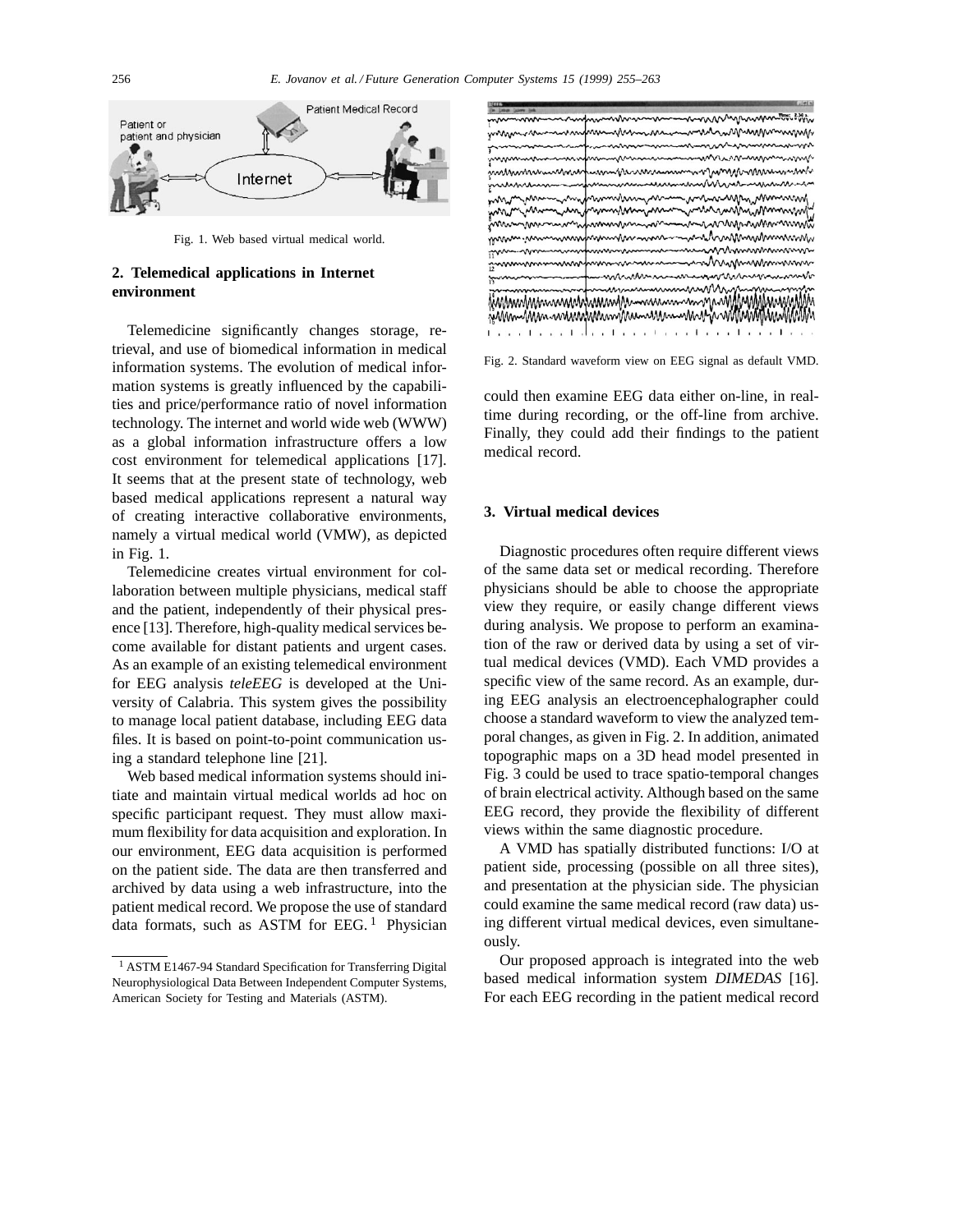Fig. 1. Web based virtual medical world.

## 2. Telemedical applications in Internet environment

Telemedicine significantly changes storage, retrieval, and use of biomedical information in medical information systems. The evolution of medical information systems is greatly influenced by the capabilities and price/performance ratio of novel information technology. The internet and world wide web (WWW) as a global information infrastructure offers a low cost environment for telemedical applications [17]. It seems that at the present state of technology, web based medical applications represent a natural way of creating interactive collaborative environments, namely a virtual medical world (VMW), as depicted in Fig. 1.

Telemedicine creates virtual environment for collaboration between multiple physicians, medical staff and the patient, independently of their physical presence [13]. Therefore, high-quality medical services become available for distant patients and urgent cases. As an example of an existing telemedical environment for EEG analysis *teleEEG* is developed at the University of Calabria. This system gives the possibility to manage local patient database, including EEG data files. It is based on point-to-point communication using a standard telephone line [21].

Web based medical information systems should initiate and maintain virtual medical worlds ad hoc on specific participant request. They must allow maximum flexibility for data acquisition and exploration. In our environment, EEG data acquisition is performed on the patient side. The data are then transferred and archived by data using a web infrastructure, into the patient medical record. We propose the use of standard data formats, such as ASTM for EEG. [1] Physician could then examine EEG data either on-line, in real-time during recording, or the off-line from archive. Finally, they could add their findings to the patient medical record.

[1] ASTM E1467-94 Standard Specification for Transferring Digital Neurophysiological Data Between Independent Computer Systems, American Society for Testing and Materials (ASTM).

Fig. 2. Standard waveform view on EEG signal as default VMD.

## 3. Virtual medical devices

Diagnostic procedures often require different views of the same data set or medical recording. Therefore physicians should be able to choose the appropriate view they require, or easily change different views during analysis. We propose to perform an examination of the raw or derived data by using a set of virtual medical devices (VMD). Each VMD provides a specific view of the same record. As an example, during EEG analysis an electroencephalographer could choose a standard waveform to view the analyzed temporal changes, as given in Fig. 2. In addition, animated topographic maps on a 3D head model presented in Fig. 3 could be used to trace spatio-temporal changes of brain electrical activity. Although based on the same EEG record, they provide the flexibility of different views within the same diagnostic procedure.

A VMD has spatially distributed functions: I/O at patient side, processing (possible on all three sites), and presentation at the physician side. The physician could examine the same medical record (raw data) using different virtual medical devices, even simultaneously.

Our proposed approach is integrated into the web based medical information system *DIMEDAS* [16]. For each EEG recording in the patient medical record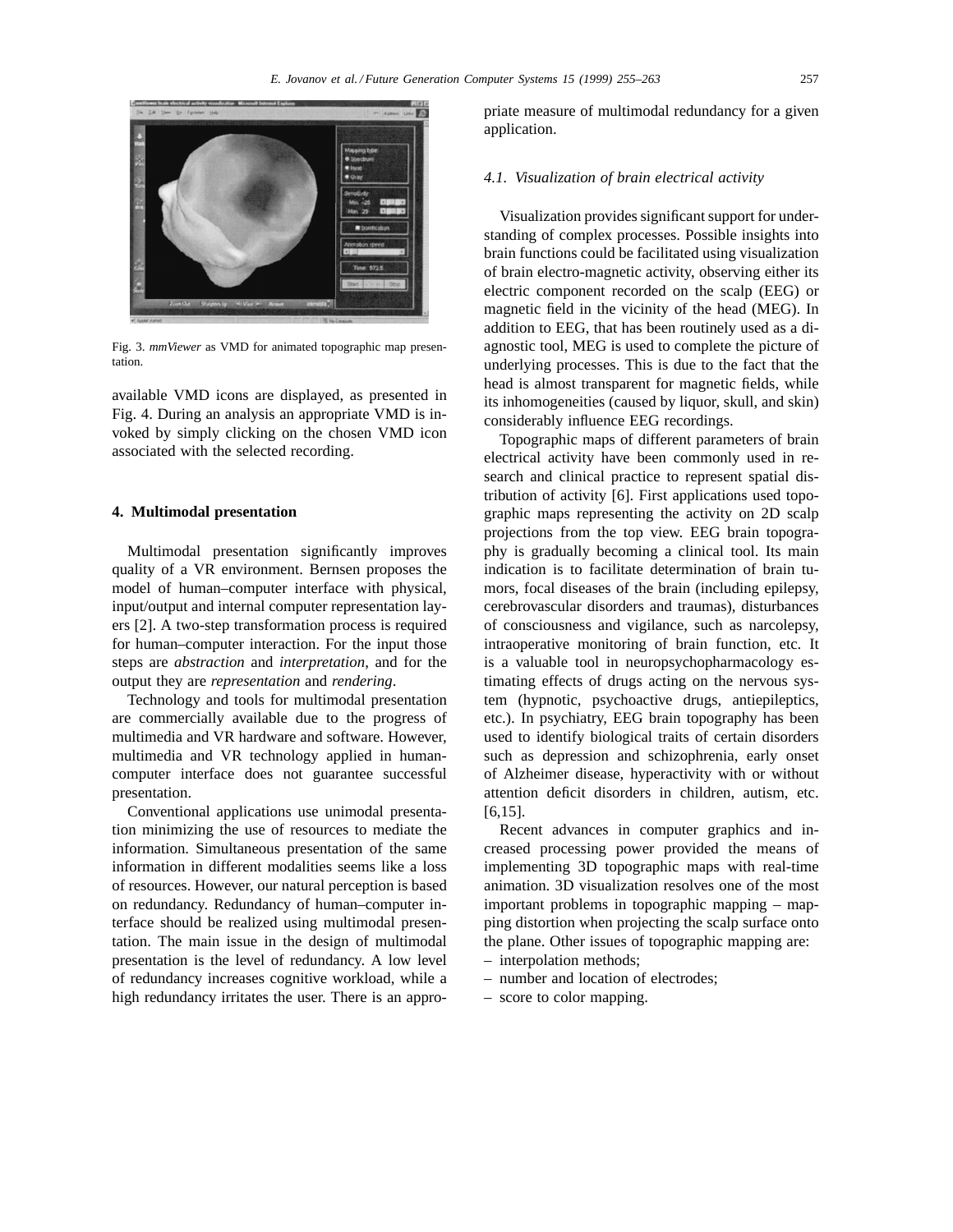Fig. 3. *mmViewer* as VMD for animated topographic map presentation.

available VMD icons are displayed, as presented in Fig. 4. During an analysis an appropriate VMD is invoked by simply clicking on the chosen VMD icon associated with the selected recording.

## 4. Multimodal presentation

Multimodal presentation significantly improves quality of a VR environment. Bernsen proposes the model of human–computer interface with physical, input/output and internal computer representation layers [2]. A two-step transformation process is required for human–computer interaction. For the input those steps are *abstraction* and *interpretation*, and for the output they are *representation* and *rendering*.

Technology and tools for multimodal presentation are commercially available due to the progress of multimedia and VR hardware and software. However, multimedia and VR technology applied in human-computer interface does not guarantee successful presentation.

Conventional applications use unimodal presentation minimizing the use of resources to mediate the information. Simultaneous presentation of the same information in different modalities seems like a loss of resources. However, our natural perception is based on redundancy. Redundancy of human–computer interface should be realized using multimodal presentation. The main issue in the design of multimodal presentation is the level of redundancy. A low level of redundancy increases cognitive workload, while a high redundancy irritates the user. There is an appropriate measure of multimodal redundancy for a given application.

### 4.1. Visualization of brain electrical activity

Visualization provides significant support for understanding of complex processes. Possible insights into brain functions could be facilitated using visualization of brain electro-magnetic activity, observing either its electric component recorded on the scalp (EEG) or magnetic field in the vicinity of the head (MEG). In addition to EEG, that has been routinely used as a diagnostic tool, MEG is used to complete the picture of underlying processes. This is due to the fact that the head is almost transparent for magnetic fields, while its inhomogeneities (caused by liquor, skull, and skin) considerably influence EEG recordings.

Topographic maps of different parameters of brain electrical activity have been commonly used in research and clinical practice to represent spatial distribution of activity [6]. First applications used topographic maps representing the activity on 2D scalp projections from the top view. EEG brain topography is gradually becoming a clinical tool. Its main indication is to facilitate determination of brain tumors, focal diseases of the brain (including epilepsy, cerebrovascular disorders and traumas), disturbances of consciousness and vigilance, such as narcolepsy, intraoperative monitoring of brain function, etc. It is a valuable tool in neuropsychopharmacology estimating effects of drugs acting on the nervous system (hypnotic, psychoactive drugs, antiepileptics, etc.). In psychiatry, EEG brain topography has been used to identify biological traits of certain disorders such as depression and schizophrenia, early onset of Alzheimer disease, hyperactivity with or without attention deficit disorders in children, autism, etc. [6,15].

Recent advances in computer graphics and increased processing power provided the means of implementing 3D topographic maps with real-time animation. 3D visualization resolves one of the most important problems in topographic mapping – mapping distortion when projecting the scalp surface onto the plane. Other issues of topographic mapping are:

- interpolation methods;
- number and location of electrodes;
- score to color mapping.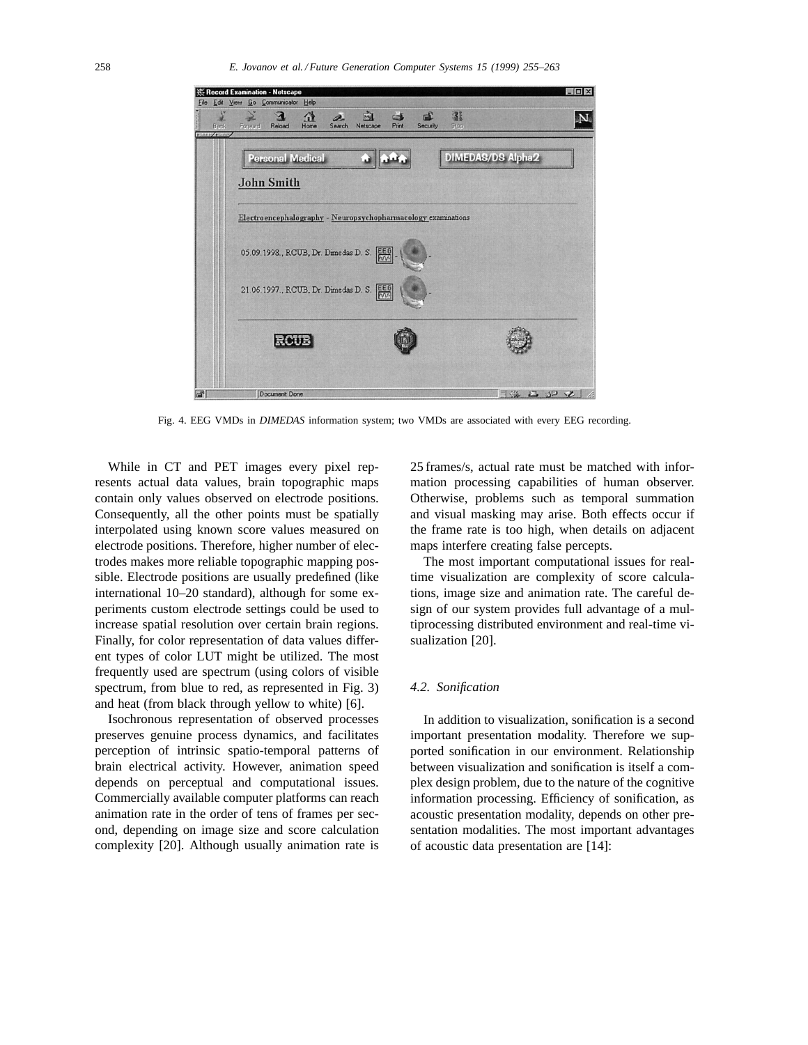Fig. 4. EEG VMDs in *DIMEDAS* information system; two VMDs are associated with every EEG recording.

While in CT and PET images every pixel represents actual data values, brain topographic maps contain only values observed on electrode positions. Consequently, all the other points must be spatially interpolated using known score values measured on electrode positions. Therefore, higher number of electrodes makes more reliable topographic mapping possible. Electrode positions are usually predefined (like international 10–20 standard), although for some experiments custom electrode settings could be used to increase spatial resolution over certain brain regions. Finally, for color representation of data values different types of color LUT might be utilized. The most frequently used are spectrum (using colors of visible spectrum, from blue to red, as represented in Fig. 3) and heat (from black through yellow to white) [6].

Isochronous representation of observed processes preserves genuine process dynamics, and facilitates perception of intrinsic spatio-temporal patterns of brain electrical activity. However, animation speed depends on perceptual and computational issues. Commercially available computer platforms can reach animation rate in the order of tens of frames per second, depending on image size and score calculation complexity [20]. Although usually animation rate is 25 frames/s, actual rate must be matched with information processing capabilities of human observer. Otherwise, problems such as temporal summation and visual masking may arise. Both effects occur if the frame rate is too high, when details on adjacent maps interfere creating false percepts.

The most important computational issues for real-time visualization are complexity of score calculations, image size and animation rate. The careful design of our system provides full advantage of a multiprocessing distributed environment and real-time visualization [20].

### 4.2. Sonification

In addition to visualization, sonification is a second important presentation modality. Therefore we supported sonification in our environment. Relationship between visualization and sonification is itself a complex design problem, due to the nature of the cognitive information processing. Efficiency of sonification, as acoustic presentation modality, depends on other presentation modalities. The most important advantages of acoustic data presentation are [14]: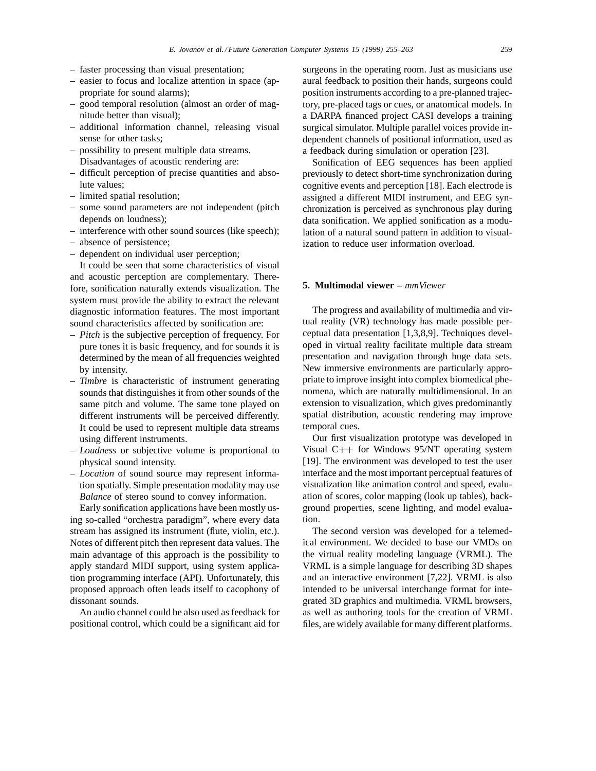- faster processing than visual presentation;
- easier to focus and localize attention in space (appropriate for sound alarms);
- good temporal resolution (almost an order of magnitude better than visual);
- additional information channel, releasing visual sense for other tasks;
- possibility to present multiple data streams.

Disadvantages of acoustic rendering are:

- difficult perception of precise quantities and absolute values;
- limited spatial resolution;
- some sound parameters are not independent (pitch depends on loudness);
- interference with other sound sources (like speech);
- absence of persistence;
- dependent on individual user perception;

It could be seen that some characteristics of visual and acoustic perception are complementary. Therefore, sonification naturally extends visualization. The system must provide the ability to extract the relevant diagnostic information features. The most important sound characteristics affected by sonification are:

- *Pitch* is the subjective perception of frequency. For pure tones it is basic frequency, and for sounds it is determined by the mean of all frequencies weighted by intensity.
- *Timbre* is characteristic of instrument generating sounds that distinguishes it from other sounds of the same pitch and volume. The same tone played on different instruments will be perceived differently. It could be used to represent multiple data streams using different instruments.
- *Loudness* or subjective volume is proportional to physical sound intensity.
- *Location* of sound source may represent information spatially. Simple presentation modality may use *Balance* of stereo sound to convey information.

Early sonification applications have been mostly using so-called "orchestra paradigm", where every data stream has assigned its instrument (flute, violin, etc.). Notes of different pitch then represent data values. The main advantage of this approach is the possibility to apply standard MIDI support, using system application programming interface (API). Unfortunately, this proposed approach often leads itself to cacophony of dissonant sounds.

An audio channel could be also used as feedback for positional control, which could be a significant aid for surgeons in the operating room. Just as musicians use aural feedback to position their hands, surgeons could position instruments according to a pre-planned trajectory, pre-placed tags or cues, or anatomical models. In a DARPA financed project CASI develops a training surgical simulator. Multiple parallel voices provide independent channels of positional information, used as a feedback during simulation or operation [23].

Sonification of EEG sequences has been applied previously to detect short-time synchronization during cognitive events and perception [18]. Each electrode is assigned a different MIDI instrument, and EEG synchronization is perceived as synchronous play during data sonification. We applied sonification as a modulation of a natural sound pattern in addition to visualization to reduce user information overload.

## 5. Multimodal viewer – *mmViewer*

The progress and availability of multimedia and virtual reality (VR) technology has made possible perceptual data presentation [1,3,8,9]. Techniques developed in virtual reality facilitate multiple data stream presentation and navigation through huge data sets. New immersive environments are particularly appropriate to improve insight into complex biomedical phenomena, which are naturally multidimensional. In an extension to visualization, which gives predominantly spatial distribution, acoustic rendering may improve temporal cues.

Our first visualization prototype was developed in Visual C++ for Windows 95/NT operating system [19]. The environment was developed to test the user interface and the most important perceptual features of visualization like animation control and speed, evaluation of scores, color mapping (look up tables), background properties, scene lighting, and model evaluation.

The second version was developed for a telemedical environment. We decided to base our VMDs on the virtual reality modeling language (VRML). The VRML is a simple language for describing 3D shapes and an interactive environment [7,22]. VRML is also intended to be universal interchange format for integrated 3D graphics and multimedia. VRML browsers, as well as authoring tools for the creation of VRML files, are widely available for many different platforms.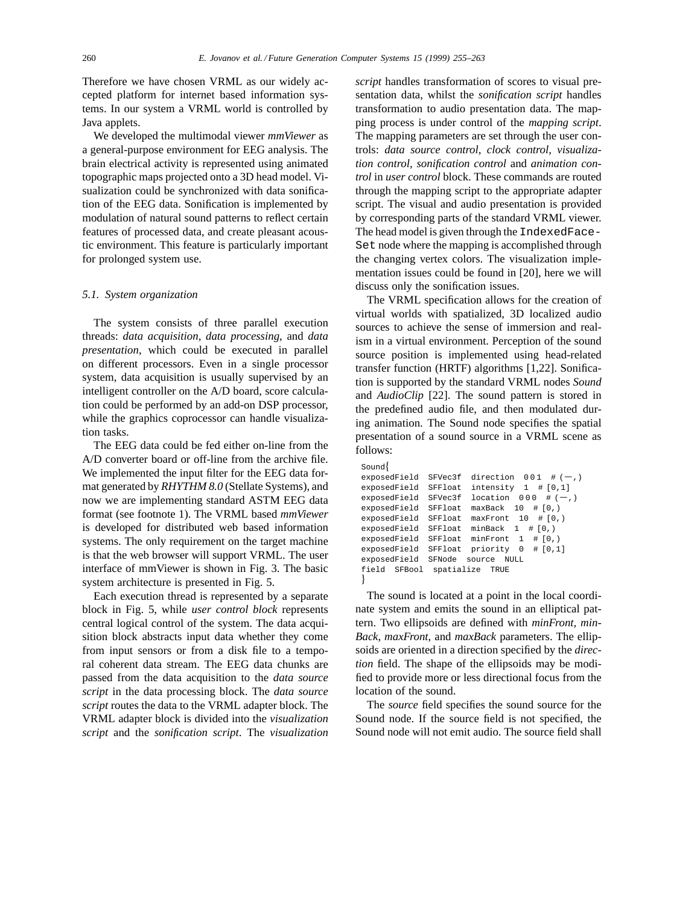Therefore we have chosen VRML as our widely accepted platform for internet based information systems. In our system a VRML world is controlled by Java applets.

We developed the multimodal viewer *mmViewer* as a general-purpose environment for EEG analysis. The brain electrical activity is represented using animated topographic maps projected onto a 3D head model. Visualization could be synchronized with data sonification of the EEG data. Sonification is implemented by modulation of natural sound patterns to reflect certain features of processed data, and create pleasant acoustic environment. This feature is particularly important for prolonged system use.

### 5.1. System organization

The system consists of three parallel execution threads: *data acquisition*, *data processing*, and *data presentation*, which could be executed in parallel on different processors. Even in a single processor system, data acquisition is usually supervised by an intelligent controller on the A/D board, score calculation could be performed by an add-on DSP processor, while the graphics coprocessor can handle visualization tasks.

The EEG data could be fed either on-line from the A/D converter board or off-line from the archive file. We implemented the input filter for the EEG data format generated by *RHYTHM 8.0* (Stellate Systems), and now we are implementing standard ASTM EEG data format (see footnote 1). The VRML based *mmViewer* is developed for distributed web based information systems. The only requirement on the target machine is that the web browser will support VRML. The user interface of mmViewer is shown in Fig. 3. The basic system architecture is presented in Fig. 5.

Each execution thread is represented by a separate block in Fig. 5, while *user control block* represents central logical control of the system. The data acquisition block abstracts input data whether they come from input sensors or from a disk file to a temporal coherent data stream. The EEG data chunks are passed from the data acquisition to the *data source script* in the data processing block. The *data source script* routes the data to the VRML adapter block. The VRML adapter block is divided into the *visualization script* and the *sonification script*. The *visualization script* handles transformation of scores to visual presentation data, whilst the *sonification script* handles transformation to audio presentation data. The mapping process is under control of the *mapping script*. The mapping parameters are set through the user controls: *data source control*, *clock control*, *visualization control*, *sonification control* and *animation control* in *user control* block. These commands are routed through the mapping script to the appropriate adapter script. The visual and audio presentation is provided by corresponding parts of the standard VRML viewer. The head model is given through the `IndexedFaceSet` node where the mapping is accomplished through the changing vertex colors. The visualization implementation issues could be found in [20], here we will discuss only the sonification issues.

The VRML specification allows for the creation of virtual worlds with spatialized, 3D localized audio sources to achieve the sense of immersion and realism in a virtual environment. Perception of the sound source position is implemented using head-related transfer function (HRTF) algorithms [1,22]. Sonification is supported by the standard VRML nodes *Sound* and *AudioClip* [22]. The sound pattern is stored in the predefined audio file, and then modulated during animation. The Sound node specifies the spatial presentation of a sound source in a VRML scene as follows:

```
Sound{
exposedField  SFVec3f  direction  0 0 1  # (—,)
exposedField  SFFloat  intensity  1  # [0,1]
exposedField  SFVec3f  location  0 0 0  # (—,)
exposedField  SFFloat  maxBack  10  # [0,)
exposedField  SFFloat  maxFront  10  # [0,)
exposedField  SFFloat  minBack  1  # [0,)
exposedField  SFFloat  minFront  1  # [0,)
exposedField  SFFloat  priority  0  # [0,1]
exposedField  SFNode  source  NULL
field  SFBool  spatialize  TRUE
}
```

The sound is located at a point in the local coordinate system and emits the sound in an elliptical pattern. Two ellipsoids are defined with *minFront*, *minBack*, *maxFront*, and *maxBack* parameters. The ellipsoids are oriented in a direction specified by the *direction* field. The shape of the ellipsoids may be modified to provide more or less directional focus from the location of the sound.

The *source* field specifies the sound source for the Sound node. If the source field is not specified, the Sound node will not emit audio. The source field shall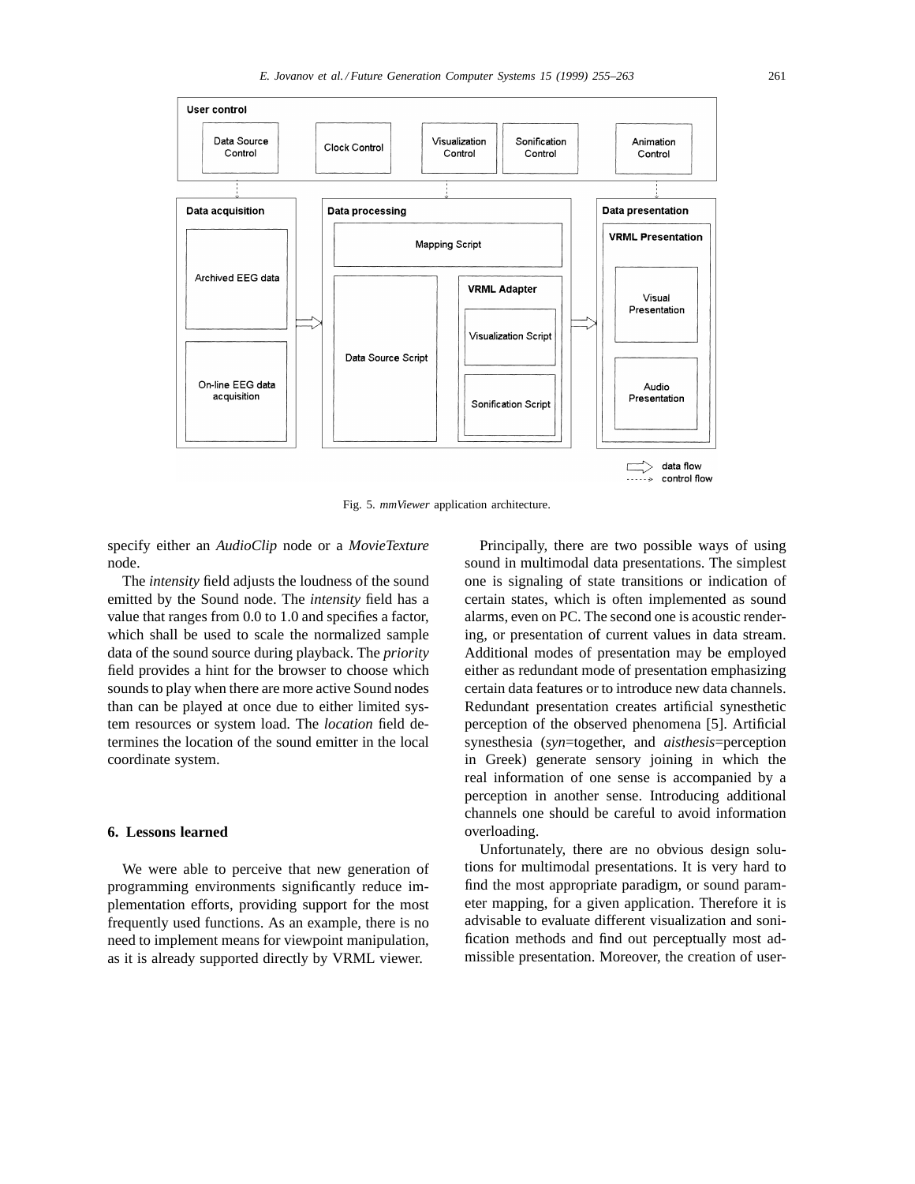Fig. 5. *mmViewer* application architecture.

specify either an *AudioClip* node or a *MovieTexture* node.

The *intensity* field adjusts the loudness of the sound emitted by the Sound node. The *intensity* field has a value that ranges from 0.0 to 1.0 and specifies a factor, which shall be used to scale the normalized sample data of the sound source during playback. The *priority* field provides a hint for the browser to choose which sounds to play when there are more active Sound nodes than can be played at once due to either limited system resources or system load. The *location* field determines the location of the sound emitter in the local coordinate system.

## 6. Lessons learned

We were able to perceive that new generation of programming environments significantly reduce implementation efforts, providing support for the most frequently used functions. As an example, there is no need to implement means for viewpoint manipulation, as it is already supported directly by VRML viewer.

Principally, there are two possible ways of using sound in multimodal data presentations. The simplest one is signaling of state transitions or indication of certain states, which is often implemented as sound alarms, even on PC. The second one is acoustic rendering, or presentation of current values in data stream. Additional modes of presentation may be employed either as redundant mode of presentation emphasizing certain data features or to introduce new data channels. Redundant presentation creates artificial synesthetic perception of the observed phenomena [5]. Artificial synesthesia (*syn*=together, and *aisthesis*=perception in Greek) generate sensory joining in which the real information of one sense is accompanied by a perception in another sense. Introducing additional channels one should be careful to avoid information overloading.

Unfortunately, there are no obvious design solutions for multimodal presentations. It is very hard to find the most appropriate paradigm, or sound parameter mapping, for a given application. Therefore it is advisable to evaluate different visualization and sonification methods and find out perceptually most admissible presentation. Moreover, the creation of user-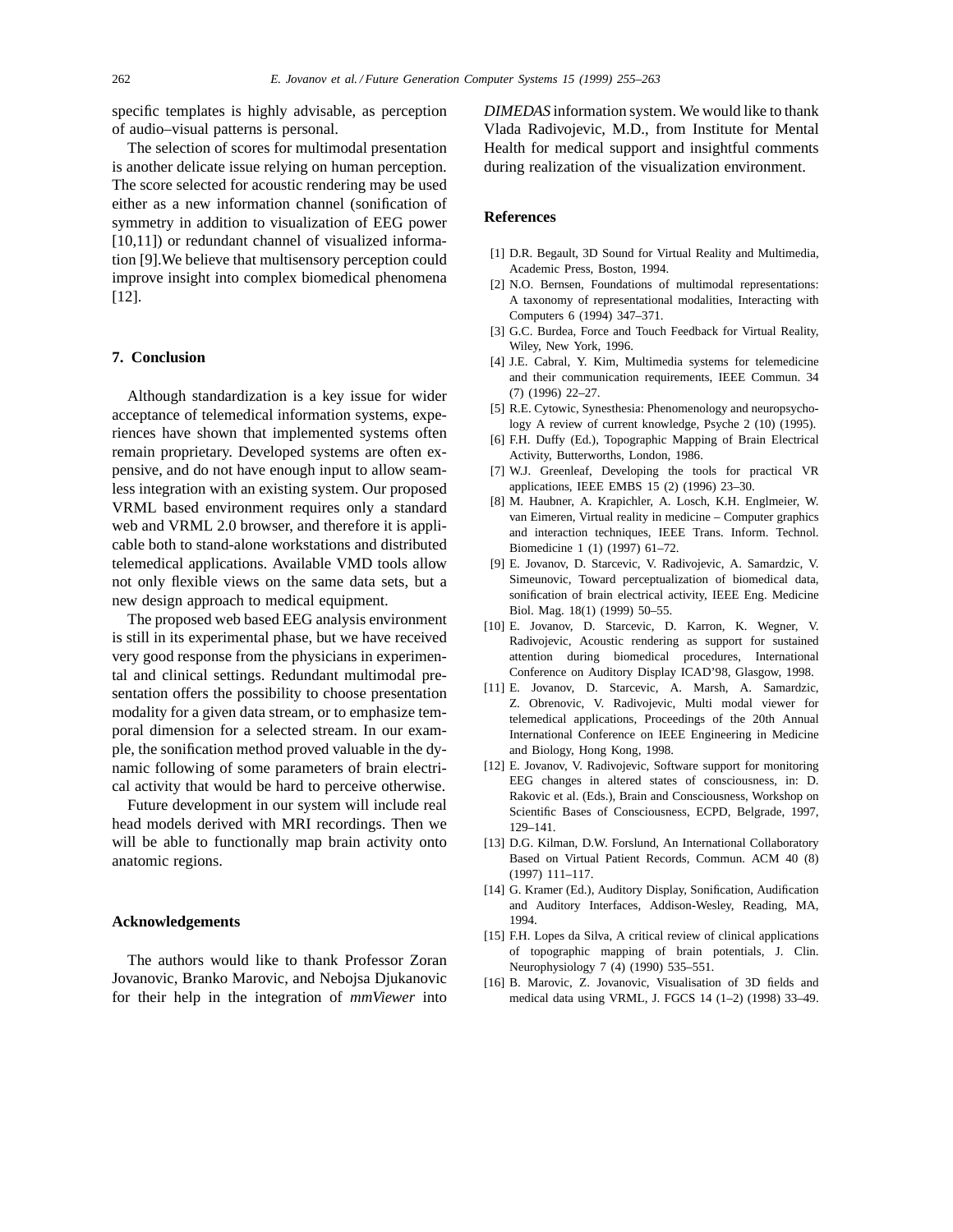specific templates is highly advisable, as perception of audio–visual patterns is personal.

The selection of scores for multimodal presentation is another delicate issue relying on human perception. The score selected for acoustic rendering may be used either as a new information channel (sonification of symmetry in addition to visualization of EEG power [10,11]) or redundant channel of visualized information [9].We believe that multisensory perception could improve insight into complex biomedical phenomena [12].

## 7. Conclusion

Although standardization is a key issue for wider acceptance of telemedical information systems, experiences have shown that implemented systems often remain proprietary. Developed systems are often expensive, and do not have enough input to allow seamless integration with an existing system. Our proposed VRML based environment requires only a standard web and VRML 2.0 browser, and therefore it is applicable both to stand-alone workstations and distributed telemedical applications. Available VMD tools allow not only flexible views on the same data sets, but a new design approach to medical equipment.

The proposed web based EEG analysis environment is still in its experimental phase, but we have received very good response from the physicians in experimental and clinical settings. Redundant multimodal presentation offers the possibility to choose presentation modality for a given data stream, or to emphasize temporal dimension for a selected stream. In our example, the sonification method proved valuable in the dynamic following of some parameters of brain electrical activity that would be hard to perceive otherwise.

Future development in our system will include real head models derived with MRI recordings. Then we will be able to functionally map brain activity onto anatomic regions.

## Acknowledgements

The authors would like to thank Professor Zoran Jovanovic, Branko Marovic, and Nebojsa Djukanovic for their help in the integration of *mmViewer* into *DIMEDAS* information system. We would like to thank Vlada Radivojevic, M.D., from Institute for Mental Health for medical support and insightful comments during realization of the visualization environment.

## References

[1] D.R. Begault, 3D Sound for Virtual Reality and Multimedia, Academic Press, Boston, 1994.

[2] N.O. Bernsen, Foundations of multimodal representations: A taxonomy of representational modalities, Interacting with Computers 6 (1994) 347–371.

[3] G.C. Burdea, Force and Touch Feedback for Virtual Reality, Wiley, New York, 1996.

[4] J.E. Cabral, Y. Kim, Multimedia systems for telemedicine and their communication requirements, IEEE Commun. 34 (7) (1996) 22–27.

[5] R.E. Cytowic, Synesthesia: Phenomenology and neuropsychology A review of current knowledge, Psyche 2 (10) (1995).

[6] F.H. Duffy (Ed.), Topographic Mapping of Brain Electrical Activity, Butterworths, London, 1986.

[7] W.J. Greenleaf, Developing the tools for practical VR applications, IEEE EMBS 15 (2) (1996) 23–30.

[8] M. Haubner, A. Krapichler, A. Losch, K.H. Englmeier, W. van Eimeren, Virtual reality in medicine – Computer graphics and interaction techniques, IEEE Trans. Inform. Technol. Biomedicine 1 (1) (1997) 61–72.

[9] E. Jovanov, D. Starcevic, V. Radivojevic, A. Samardzic, V. Simeunovic, Toward perceptualization of biomedical data, sonification of brain electrical activity, IEEE Eng. Medicine Biol. Mag. 18(1) (1999) 50–55.

[10] E. Jovanov, D. Starcevic, D. Karron, K. Wegner, V. Radivojevic, Acoustic rendering as support for sustained attention during biomedical procedures, International Conference on Auditory Display ICAD'98, Glasgow, 1998.

[11] E. Jovanov, D. Starcevic, A. Marsh, A. Samardzic, Z. Obrenovic, V. Radivojevic, Multi modal viewer for telemedical applications, Proceedings of the 20th Annual International Conference on IEEE Engineering in Medicine and Biology, Hong Kong, 1998.

[12] E. Jovanov, V. Radivojevic, Software support for monitoring EEG changes in altered states of consciousness, in: D. Rakovic et al. (Eds.), Brain and Consciousness, Workshop on Scientific Bases of Consciousness, ECPD, Belgrade, 1997, 129–141.

[13] D.G. Kilman, D.W. Forslund, An International Collaboratory Based on Virtual Patient Records, Commun. ACM 40 (8) (1997) 111–117.

[14] G. Kramer (Ed.), Auditory Display, Sonification, Audification and Auditory Interfaces, Addison-Wesley, Reading, MA, 1994.

[15] F.H. Lopes da Silva, A critical review of clinical applications of topographic mapping of brain potentials, J. Clin. Neurophysiology 7 (4) (1990) 535–551.

[16] B. Marovic, Z. Jovanovic, Visualisation of 3D fields and medical data using VRML, J. FGCS 14 (1–2) (1998) 33–49.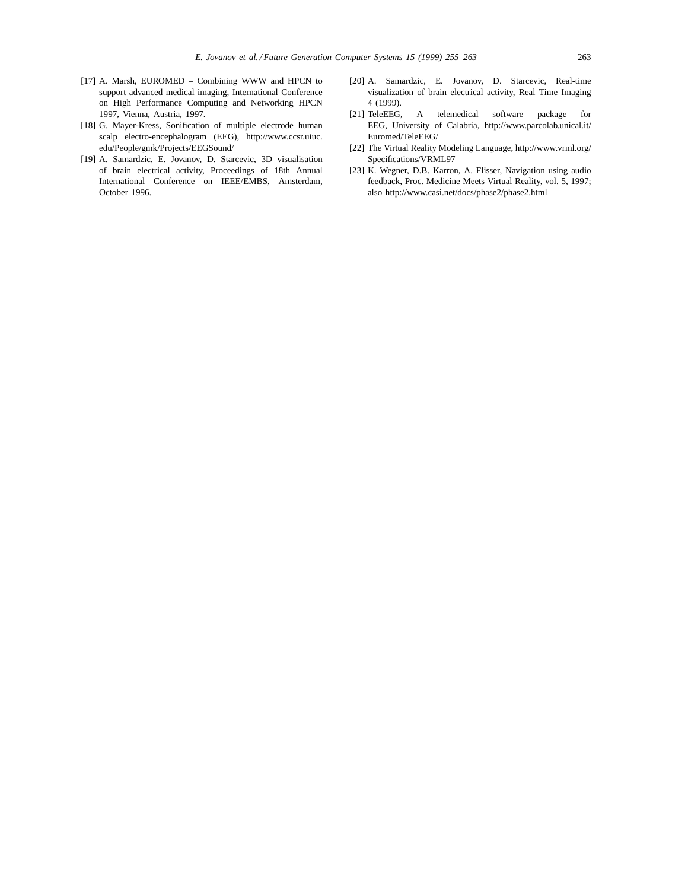[17] A. Marsh, EUROMED – Combining WWW and HPCN to support advanced medical imaging, International Conference on High Performance Computing and Networking HPCN 1997, Vienna, Austria, 1997.

[18] G. Mayer-Kress, Sonification of multiple electrode human scalp electro-encephalogram (EEG), http://www.ccsr.uiuc.edu/People/gmk/Projects/EEGSound/

[19] A. Samardzic, E. Jovanov, D. Starcevic, 3D visualisation of brain electrical activity, Proceedings of 18th Annual International Conference on IEEE/EMBS, Amsterdam, October 1996.

[20] A. Samardzic, E. Jovanov, D. Starcevic, Real-time visualization of brain electrical activity, Real Time Imaging 4 (1999).

[21] TeleEEG, A telemedical software package for EEG, University of Calabria, http://www.parcolab.unical.it/Euromed/TeleEEG/

[22] The Virtual Reality Modeling Language, http://www.vrml.org/Specifications/VRML97

[23] K. Wegner, D.B. Karron, A. Flisser, Navigation using audio feedback, Proc. Medicine Meets Virtual Reality, vol. 5, 1997; also http://www.casi.net/docs/phase2/phase2.html